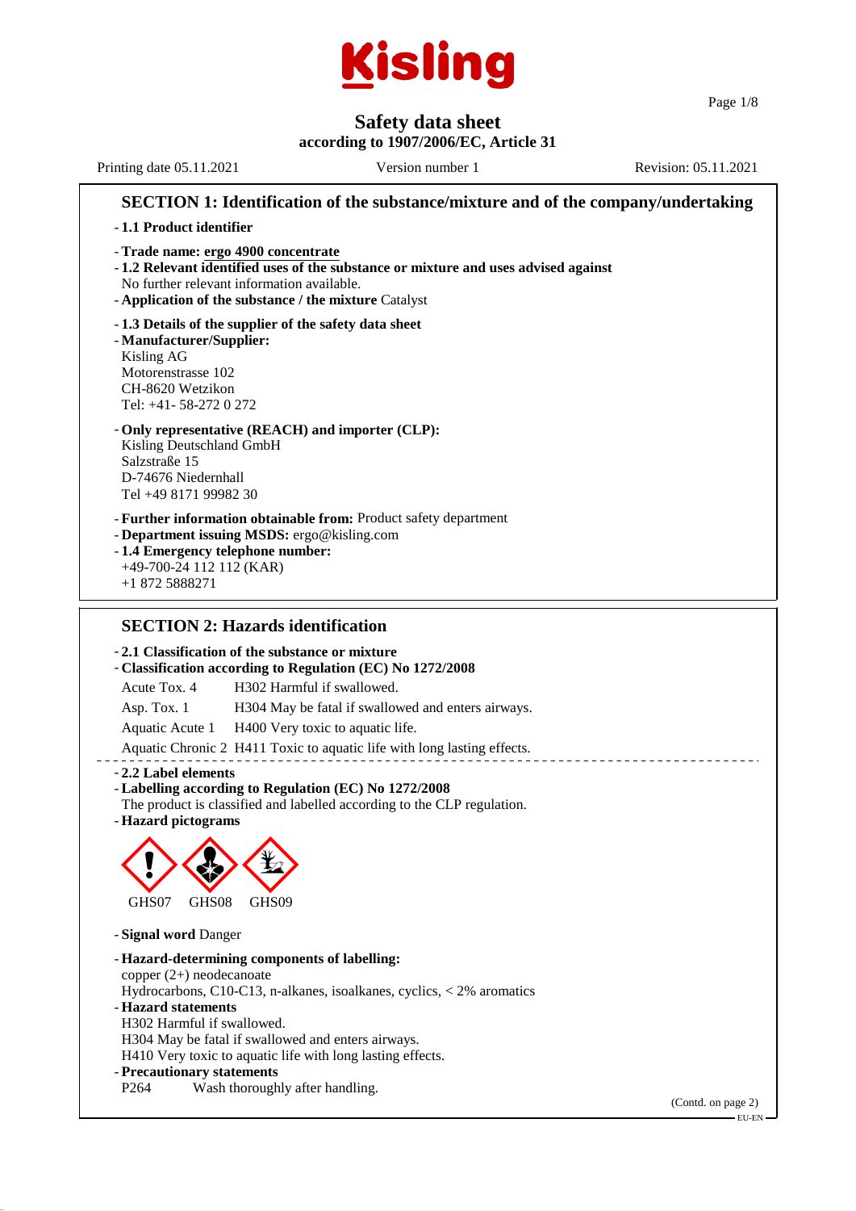# Kisling

## Safety data sheet

**according to 1907/2006/EC, Article 31**

Printing date 05.11.2021 | Version number 1 | Revision: 05.11.2021

## SECTION 1: Identification of the substance/mixture and of the company/undertaking

- **1.1 Product identifier**
- **Trade name: ergo 4900 concentrate**
- **1.2 Relevant identified uses of the substance or mixture and uses advised against**
  No further relevant information available.
- **Application of the substance / the mixture** Catalyst
- **1.3 Details of the supplier of the safety data sheet**
- **Manufacturer/Supplier:**
  Kisling AG
  Motorenstrasse 102
  CH-8620 Wetzikon
  Tel: +41- 58-272 0 272
- **Only representative (REACH) and importer (CLP):**
  Kisling Deutschland GmbH
  Salzstraße 15
  D-74676 Niedernhall
  Tel +49 8171 99982 30
- **Further information obtainable from:** Product safety department
- **Department issuing MSDS:** ergo@kisling.com
- **1.4 Emergency telephone number:**
  +49-700-24 112 112 (KAR)
  +1 872 5888271

## SECTION 2: Hazards identification

- **2.1 Classification of the substance or mixture**
- **Classification according to Regulation (EC) No 1272/2008**

| | |
|---|---|
| Acute Tox. 4 | H302 Harmful if swallowed. |
| Asp. Tox. 1 | H304 May be fatal if swallowed and enters airways. |
| Aquatic Acute 1 | H400 Very toxic to aquatic life. |
| Aquatic Chronic 2 | H411 Toxic to aquatic life with long lasting effects. |

- **2.2 Label elements**
- **Labelling according to Regulation (EC) No 1272/2008**
  The product is classified and labelled according to the CLP regulation.
- **Hazard pictograms**

GHS07 GHS08 GHS09

- **Signal word** Danger
- **Hazard-determining components of labelling:**
  copper (2+) neodecanoate
  Hydrocarbons, C10-C13, n-alkanes, isoalkanes, cyclics, < 2% aromatics
- **Hazard statements**
  H302 Harmful if swallowed.
  H304 May be fatal if swallowed and enters airways.
  H410 Very toxic to aquatic life with long lasting effects.
- **Precautionary statements**
  P264 Wash thoroughly after handling.

(Contd. on page 2)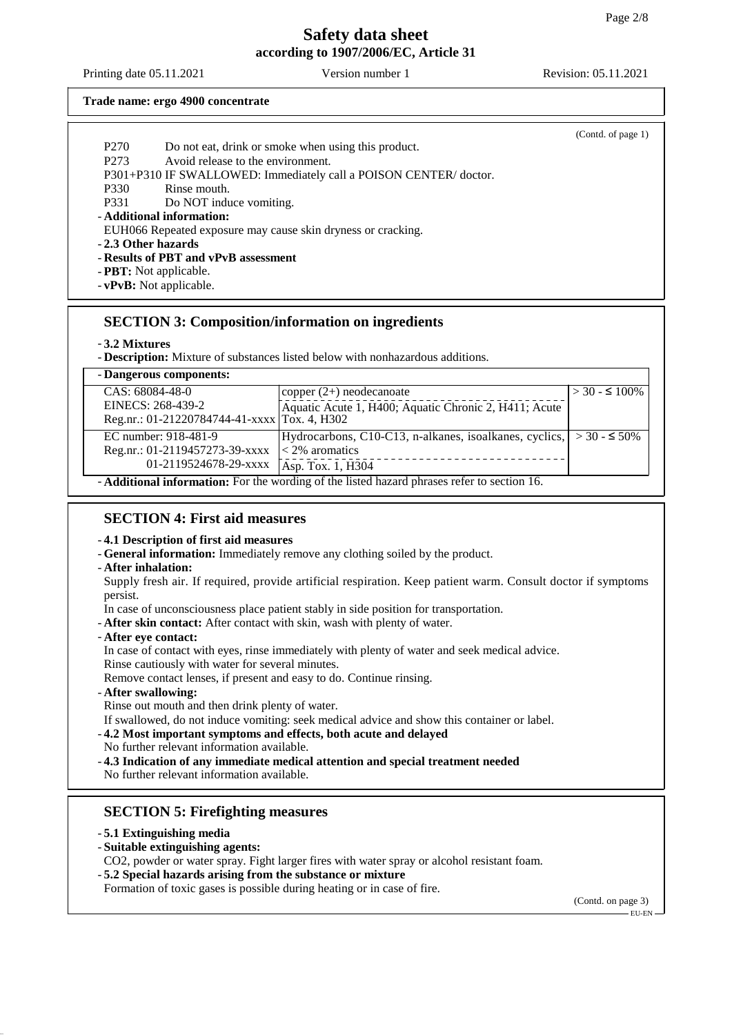**Trade name: ergo 4900 concentrate**

(Contd. of page 1)

P270 Do not eat, drink or smoke when using this product.
P273 Avoid release to the environment.
P301+P310 IF SWALLOWED: Immediately call a POISON CENTER/ doctor.
P330 Rinse mouth.
P331 Do NOT induce vomiting.

- **Additional information:**
  EUH066 Repeated exposure may cause skin dryness or cracking.
- **2.3 Other hazards**
- **Results of PBT and vPvB assessment**
- **PBT:** Not applicable.
- **vPvB:** Not applicable.

## SECTION 3: Composition/information on ingredients

- **3.2 Mixtures**
- **Description:** Mixture of substances listed below with nonhazardous additions.

| - Dangerous components: | | |
|---|---|---|
| CAS: 68084-48-0<br>EINECS: 268-439-2<br>Reg.nr.: 01-21220784744-41-xxxx | copper (2+) neodecanoate<br>Aquatic Acute 1, H400; Aquatic Chronic 2, H411; Acute Tox. 4, H302 | > 30 - ≤ 100% |
| EC number: 918-481-9<br>Reg.nr.: 01-2119457273-39-xxxx<br>01-2119524678-29-xxxx | Hydrocarbons, C10-C13, n-alkanes, isoalkanes, cyclics, < 2% aromatics<br>Asp. Tox. 1, H304 | > 30 - ≤ 50% |

- **Additional information:** For the wording of the listed hazard phrases refer to section 16.

## SECTION 4: First aid measures

- **4.1 Description of first aid measures**
- **General information:** Immediately remove any clothing soiled by the product.
- **After inhalation:**
  Supply fresh air. If required, provide artificial respiration. Keep patient warm. Consult doctor if symptoms persist.
  In case of unconsciousness place patient stably in side position for transportation.
- **After skin contact:** After contact with skin, wash with plenty of water.
- **After eye contact:**
  In case of contact with eyes, rinse immediately with plenty of water and seek medical advice.
  Rinse cautiously with water for several minutes.
  Remove contact lenses, if present and easy to do. Continue rinsing.
- **After swallowing:**
  Rinse out mouth and then drink plenty of water.
  If swallowed, do not induce vomiting: seek medical advice and show this container or label.
- **4.2 Most important symptoms and effects, both acute and delayed**
  No further relevant information available.
- **4.3 Indication of any immediate medical attention and special treatment needed**
  No further relevant information available.

## SECTION 5: Firefighting measures

- **5.1 Extinguishing media**
- **Suitable extinguishing agents:**
  CO2, powder or water spray. Fight larger fires with water spray or alcohol resistant foam.
- **5.2 Special hazards arising from the substance or mixture**
  Formation of toxic gases is possible during heating or in case of fire.

(Contd. on page 3)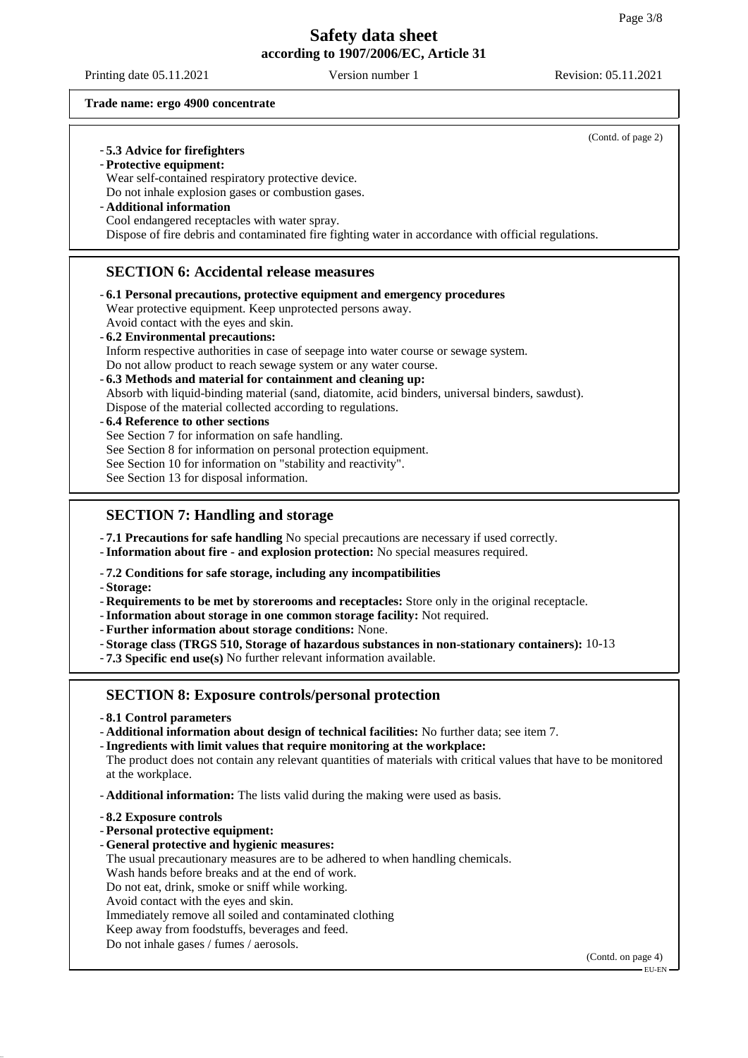**Trade name: ergo 4900 concentrate**

(Contd. of page 2)

- **5.3 Advice for firefighters**
- **Protective equipment:**
  Wear self-contained respiratory protective device.
  Do not inhale explosion gases or combustion gases.
- **Additional information**
  Cool endangered receptacles with water spray.
  Dispose of fire debris and contaminated fire fighting water in accordance with official regulations.

## SECTION 6: Accidental release measures

- **6.1 Personal precautions, protective equipment and emergency procedures**
  Wear protective equipment. Keep unprotected persons away.
  Avoid contact with the eyes and skin.
- **6.2 Environmental precautions:**
  Inform respective authorities in case of seepage into water course or sewage system.
  Do not allow product to reach sewage system or any water course.
- **6.3 Methods and material for containment and cleaning up:**
  Absorb with liquid-binding material (sand, diatomite, acid binders, universal binders, sawdust).
  Dispose of the material collected according to regulations.
- **6.4 Reference to other sections**
  See Section 7 for information on safe handling.
  See Section 8 for information on personal protection equipment.
  See Section 10 for information on "stability and reactivity".
  See Section 13 for disposal information.

## SECTION 7: Handling and storage

- **7.1 Precautions for safe handling** No special precautions are necessary if used correctly.
- **Information about fire - and explosion protection:** No special measures required.
- **7.2 Conditions for safe storage, including any incompatibilities**
- **Storage:**
- **Requirements to be met by storerooms and receptacles:** Store only in the original receptacle.
- **Information about storage in one common storage facility:** Not required.
- **Further information about storage conditions:** None.
- **Storage class (TRGS 510, Storage of hazardous substances in non-stationary containers):** 10-13
- **7.3 Specific end use(s)** No further relevant information available.

## SECTION 8: Exposure controls/personal protection

- **8.1 Control parameters**
- **Additional information about design of technical facilities:** No further data; see item 7.
- **Ingredients with limit values that require monitoring at the workplace:**
  The product does not contain any relevant quantities of materials with critical values that have to be monitored at the workplace.
- **Additional information:** The lists valid during the making were used as basis.
- **8.2 Exposure controls**
- **Personal protective equipment:**
- **General protective and hygienic measures:**
  The usual precautionary measures are to be adhered to when handling chemicals.
  Wash hands before breaks and at the end of work.
  Do not eat, drink, smoke or sniff while working.
  Avoid contact with the eyes and skin.
  Immediately remove all soiled and contaminated clothing
  Keep away from foodstuffs, beverages and feed.
  Do not inhale gases / fumes / aerosols.

(Contd. on page 4)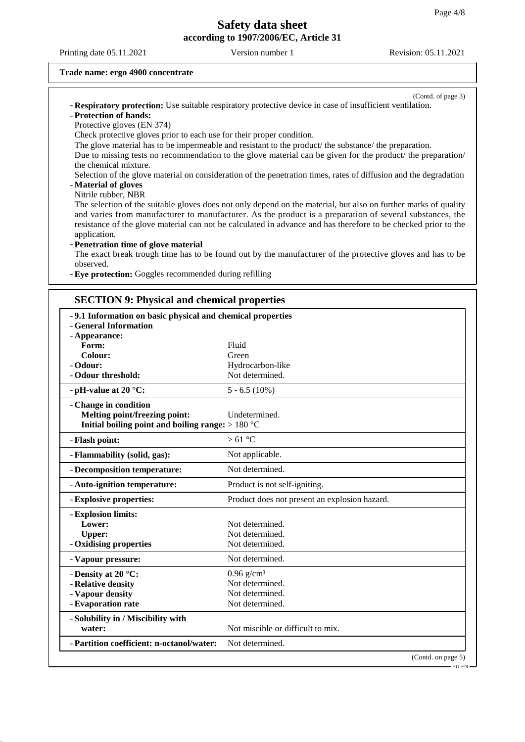**Trade name: ergo 4900 concentrate**

(Contd. of page 3)

- **Respiratory protection:** Use suitable respiratory protective device in case of insufficient ventilation.
- **Protection of hands:**

  Protective gloves (EN 374)

  Check protective gloves prior to each use for their proper condition.

  The glove material has to be impermeable and resistant to the product/ the substance/ the preparation.

  Due to missing tests no recommendation to the glove material can be given for the product/ the preparation/ the chemical mixture.

  Selection of the glove material on consideration of the penetration times, rates of diffusion and the degradation
- **Material of gloves**

  Nitrile rubber, NBR

  The selection of the suitable gloves does not only depend on the material, but also on further marks of quality and varies from manufacturer to manufacturer. As the product is a preparation of several substances, the resistance of the glove material can not be calculated in advance and has therefore to be checked prior to the application.
- **Penetration time of glove material**

  The exact break trough time has to be found out by the manufacturer of the protective gloves and has to be observed.
- **Eye protection:** Goggles recommended during refilling

## SECTION 9: Physical and chemical properties

| Property | Value |
|---|---|
| **- 9.1 Information on basic physical and chemical properties** | |
| **- General Information** | |
| **- Appearance:** | |
| **Form:** | Fluid |
| **Colour:** | Green |
| **- Odour:** | Hydrocarbon-like |
| **- Odour threshold:** | Not determined. |
| **- pH-value at 20 °C:** | 5 - 6.5 (10%) |
| **- Change in condition** | |
| **Melting point/freezing point:** | Undetermined. |
| **Initial boiling point and boiling range:** | > 180 °C |
| **- Flash point:** | > 61 °C |
| **- Flammability (solid, gas):** | Not applicable. |
| **- Decomposition temperature:** | Not determined. |
| **- Auto-ignition temperature:** | Product is not self-igniting. |
| **- Explosive properties:** | Product does not present an explosion hazard. |
| **- Explosion limits:** | |
| **Lower:** | Not determined. |
| **Upper:** | Not determined. |
| **- Oxidising properties** | Not determined. |
| **- Vapour pressure:** | Not determined. |
| **- Density at 20 °C:** | 0.96 g/cm³ |
| **- Relative density** | Not determined. |
| **- Vapour density** | Not determined. |
| **- Evaporation rate** | Not determined. |
| **- Solubility in / Miscibility with water:** | Not miscible or difficult to mix. |
| **- Partition coefficient: n-octanol/water:** | Not determined. |

(Contd. on page 5)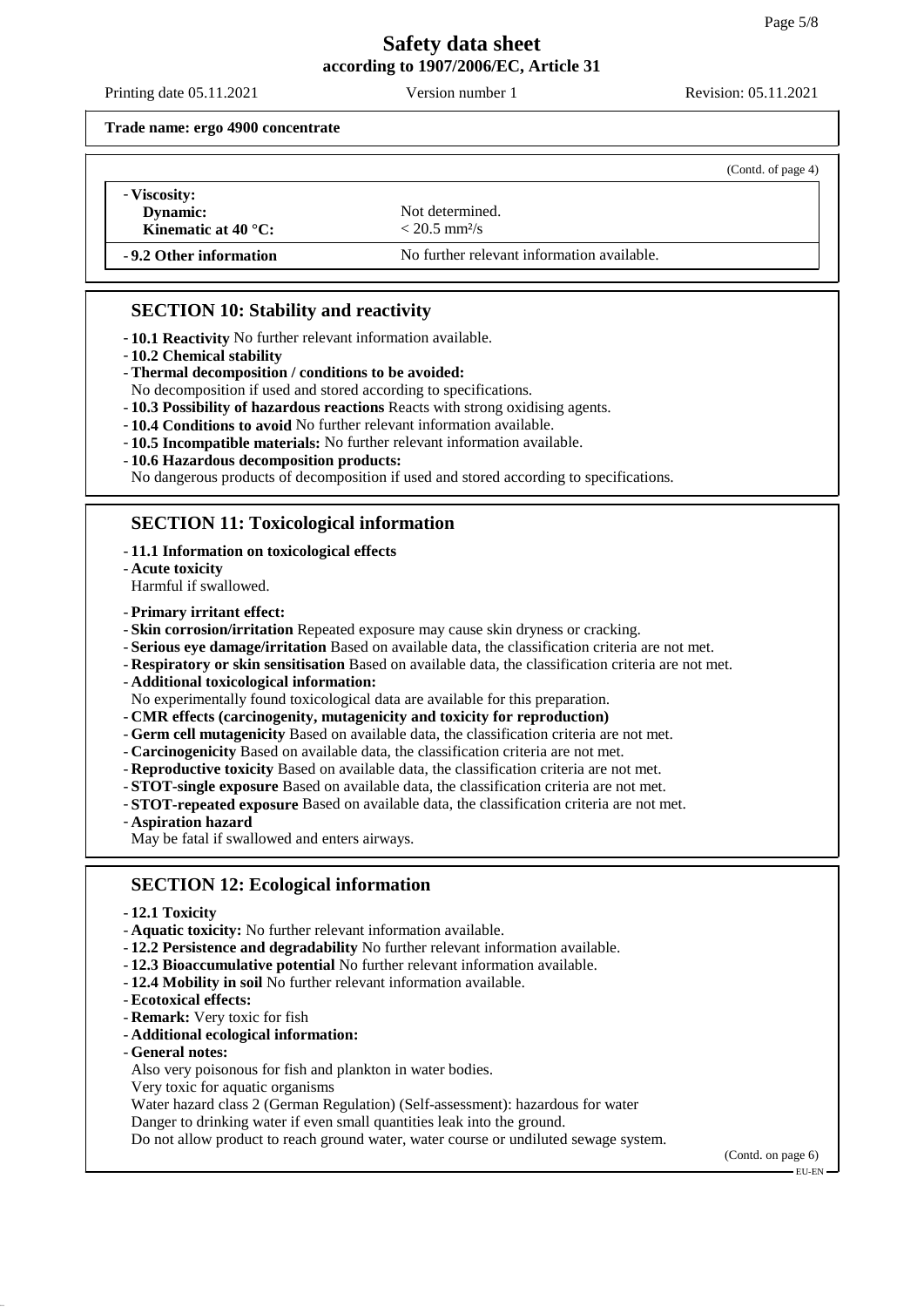(Contd. of page 4)

- **Viscosity:**
  - **Dynamic:** Not determined.
  - **Kinematic at 40 °C:** < 20.5 $mm^2/s$
- **9.2 Other information** No further relevant information available.

## SECTION 10: Stability and reactivity

- **10.1 Reactivity** No further relevant information available.
- **10.2 Chemical stability**
- **Thermal decomposition / conditions to be avoided:**
  No decomposition if used and stored according to specifications.
- **10.3 Possibility of hazardous reactions** Reacts with strong oxidising agents.
- **10.4 Conditions to avoid** No further relevant information available.
- **10.5 Incompatible materials:** No further relevant information available.
- **10.6 Hazardous decomposition products:**
  No dangerous products of decomposition if used and stored according to specifications.

## SECTION 11: Toxicological information

- **11.1 Information on toxicological effects**
- **Acute toxicity**
  Harmful if swallowed.
- **Primary irritant effect:**
- **Skin corrosion/irritation** Repeated exposure may cause skin dryness or cracking.
- **Serious eye damage/irritation** Based on available data, the classification criteria are not met.
- **Respiratory or skin sensitisation** Based on available data, the classification criteria are not met.
- **Additional toxicological information:**
  No experimentally found toxicological data are available for this preparation.
- **CMR effects (carcinogenity, mutagenicity and toxicity for reproduction)**
- **Germ cell mutagenicity** Based on available data, the classification criteria are not met.
- **Carcinogenicity** Based on available data, the classification criteria are not met.
- **Reproductive toxicity** Based on available data, the classification criteria are not met.
- **STOT-single exposure** Based on available data, the classification criteria are not met.
- **STOT-repeated exposure** Based on available data, the classification criteria are not met.
- **Aspiration hazard**
  May be fatal if swallowed and enters airways.

## SECTION 12: Ecological information

- **12.1 Toxicity**
- **Aquatic toxicity:** No further relevant information available.
- **12.2 Persistence and degradability** No further relevant information available.
- **12.3 Bioaccumulative potential** No further relevant information available.
- **12.4 Mobility in soil** No further relevant information available.
- **Ecotoxical effects:**
- **Remark:** Very toxic for fish
- **Additional ecological information:**
- **General notes:**
  Also very poisonous for fish and plankton in water bodies.
  Very toxic for aquatic organisms
  Water hazard class 2 (German Regulation) (Self-assessment): hazardous for water
  Danger to drinking water if even small quantities leak into the ground.
  Do not allow product to reach ground water, water course or undiluted sewage system.

(Contd. on page 6)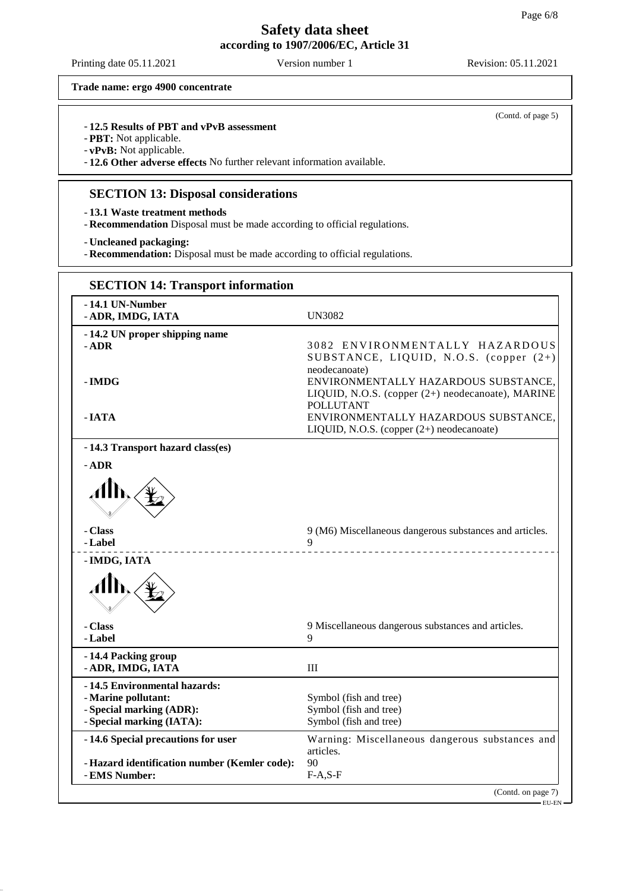Printing date 05.11.2021 Version number 1 Revision: 05.11.2021

**Trade name: ergo 4900 concentrate**

(Contd. of page 5)

- **12.5 Results of PBT and vPvB assessment**
- **PBT:** Not applicable.
- **vPvB:** Not applicable.
- **12.6 Other adverse effects** No further relevant information available.

## SECTION 13: Disposal considerations

- **13.1 Waste treatment methods**
- **Recommendation** Disposal must be made according to official regulations.

- **Uncleaned packaging:**
- **Recommendation:** Disposal must be made according to official regulations.

## SECTION 14: Transport information

| | |
|---|---|
| **- 14.1 UN-Number** | |
| **- ADR, IMDG, IATA** | UN3082 |
| **- 14.2 UN proper shipping name** | |
| **- ADR** | 3082 ENVIRONMENTALLY HAZARDOUS SUBSTANCE, LIQUID, N.O.S. (copper (2+) neodecanoate) |
| **- IMDG** | ENVIRONMENTALLY HAZARDOUS SUBSTANCE, LIQUID, N.O.S. (copper (2+) neodecanoate), MARINE POLLUTANT |
| **- IATA** | ENVIRONMENTALLY HAZARDOUS SUBSTANCE, LIQUID, N.O.S. (copper (2+) neodecanoate) |
| **- 14.3 Transport hazard class(es)** | |
| **- ADR** | |
| **- Class** | 9 (M6) Miscellaneous dangerous substances and articles. |
| **- Label** | 9 |
| **- IMDG, IATA** | |
| **- Class** | 9 Miscellaneous dangerous substances and articles. |
| **- Label** | 9 |
| **- 14.4 Packing group** | |
| **- ADR, IMDG, IATA** | III |
| **- 14.5 Environmental hazards:** | |
| **- Marine pollutant:** | Symbol (fish and tree) |
| **- Special marking (ADR):** | Symbol (fish and tree) |
| **- Special marking (IATA):** | Symbol (fish and tree) |
| **- 14.6 Special precautions for user** | Warning: Miscellaneous dangerous substances and articles. |
| **- Hazard identification number (Kemler code):** | 90 |
| **- EMS Number:** | F-A,S-F |

(Contd. on page 7)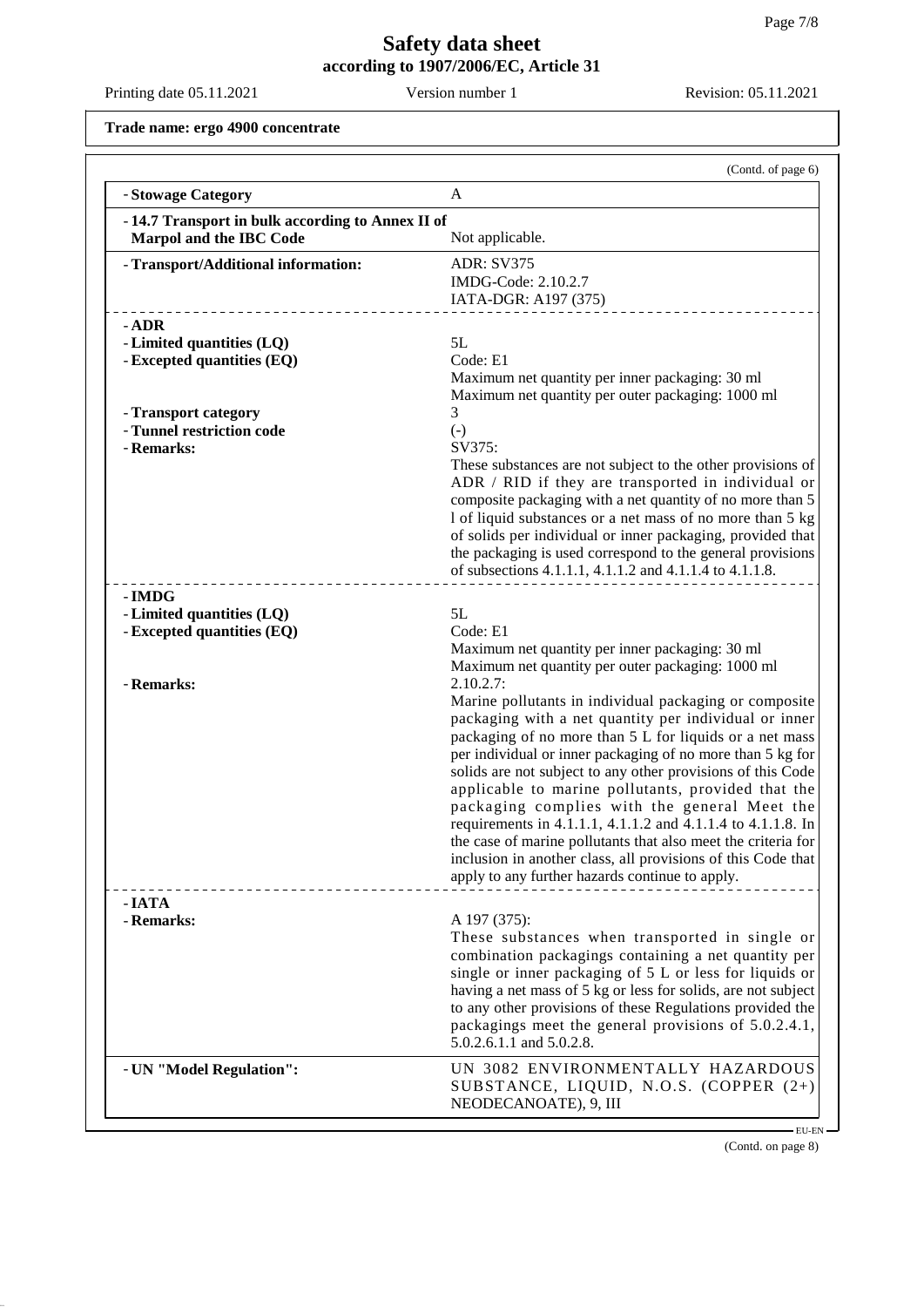**Trade name: ergo 4900 concentrate**

(Contd. of page 6)

| | |
|---|---|
| - **Stowage Category** | A |
| - **14.7 Transport in bulk according to Annex II of Marpol and the IBC Code** | Not applicable. |
| - **Transport/Additional information:** | ADR: SV375<br>IMDG-Code: 2.10.2.7<br>IATA-DGR: A197 (375) |
| - **ADR** | |
| - **Limited quantities (LQ)** | 5L |
| - **Excepted quantities (EQ)** | Code: E1<br>Maximum net quantity per inner packaging: 30 ml<br>Maximum net quantity per outer packaging: 1000 ml |
| - **Transport category** | 3 |
| - **Tunnel restriction code** | (-) |
| - **Remarks:** | SV375:<br>These substances are not subject to the other provisions of ADR / RID if they are transported in individual or composite packaging with a net quantity of no more than 5 l of liquid substances or a net mass of no more than 5 kg of solids per individual or inner packaging, provided that the packaging is used correspond to the general provisions of subsections 4.1.1.1, 4.1.1.2 and 4.1.1.4 to 4.1.1.8. |
| - **IMDG** | |
| - **Limited quantities (LQ)** | 5L |
| - **Excepted quantities (EQ)** | Code: E1<br>Maximum net quantity per inner packaging: 30 ml<br>Maximum net quantity per outer packaging: 1000 ml |
| - **Remarks:** | 2.10.2.7:<br>Marine pollutants in individual packaging or composite packaging with a net quantity per individual or inner packaging of no more than 5 L for liquids or a net mass per individual or inner packaging of no more than 5 kg for solids are not subject to any other provisions of this Code applicable to marine pollutants, provided that the packaging complies with the general Meet the requirements in 4.1.1.1, 4.1.1.2 and 4.1.1.4 to 4.1.1.8. In the case of marine pollutants that also meet the criteria for inclusion in another class, all provisions of this Code that apply to any further hazards continue to apply. |
| - **IATA** | |
| - **Remarks:** | A 197 (375):<br>These substances when transported in single or combination packagings containing a net quantity per single or inner packaging of 5 L or less for liquids or having a net mass of 5 kg or less for solids, are not subject to any other provisions of these Regulations provided the packagings meet the general provisions of 5.0.2.4.1, 5.0.2.6.1.1 and 5.0.2.8. |
| - **UN "Model Regulation":** | UN 3082 ENVIRONMENTALLY HAZARDOUS SUBSTANCE, LIQUID, N.O.S. (COPPER (2+) NEODECANOATE), 9, III |

(Contd. on page 8)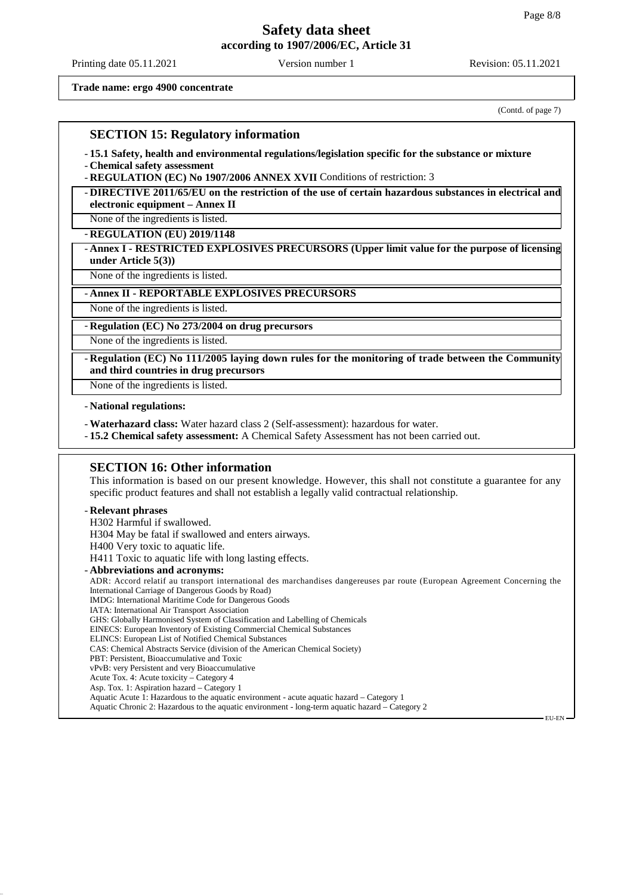**Trade name: ergo 4900 concentrate**

(Contd. of page 7)

## SECTION 15: Regulatory information

- **15.1 Safety, health and environmental regulations/legislation specific for the substance or mixture**
- **Chemical safety assessment**
- **REGULATION (EC) No 1907/2006 ANNEX XVII** Conditions of restriction: 3

- **DIRECTIVE 2011/65/EU on the restriction of the use of certain hazardous substances in electrical and electronic equipment – Annex II**

None of the ingredients is listed.

- **REGULATION (EU) 2019/1148**
- **Annex I - RESTRICTED EXPLOSIVES PRECURSORS (Upper limit value for the purpose of licensing under Article 5(3))**

None of the ingredients is listed.

- **Annex II - REPORTABLE EXPLOSIVES PRECURSORS**

None of the ingredients is listed.

- **Regulation (EC) No 273/2004 on drug precursors**

None of the ingredients is listed.

- **Regulation (EC) No 111/2005 laying down rules for the monitoring of trade between the Community and third countries in drug precursors**

None of the ingredients is listed.

- **National regulations:**
- **Waterhazard class:** Water hazard class 2 (Self-assessment): hazardous for water.
- **15.2 Chemical safety assessment:** A Chemical Safety Assessment has not been carried out.

## SECTION 16: Other information

This information is based on our present knowledge. However, this shall not constitute a guarantee for any specific product features and shall not establish a legally valid contractual relationship.

- **Relevant phrases**

H302 Harmful if swallowed.
H304 May be fatal if swallowed and enters airways.
H400 Very toxic to aquatic life.
H411 Toxic to aquatic life with long lasting effects.

- **Abbreviations and acronyms:**

ADR: Accord relatif au transport international des marchandises dangereuses par route (European Agreement Concerning the International Carriage of Dangerous Goods by Road)
IMDG: International Maritime Code for Dangerous Goods
IATA: International Air Transport Association
GHS: Globally Harmonised System of Classification and Labelling of Chemicals
EINECS: European Inventory of Existing Commercial Chemical Substances
ELINCS: European List of Notified Chemical Substances
CAS: Chemical Abstracts Service (division of the American Chemical Society)
PBT: Persistent, Bioaccumulative and Toxic
vPvB: very Persistent and very Bioaccumulative
Acute Tox. 4: Acute toxicity – Category 4
Asp. Tox. 1: Aspiration hazard – Category 1
Aquatic Acute 1: Hazardous to the aquatic environment - acute aquatic hazard – Category 1
Aquatic Chronic 2: Hazardous to the aquatic environment - long-term aquatic hazard – Category 2